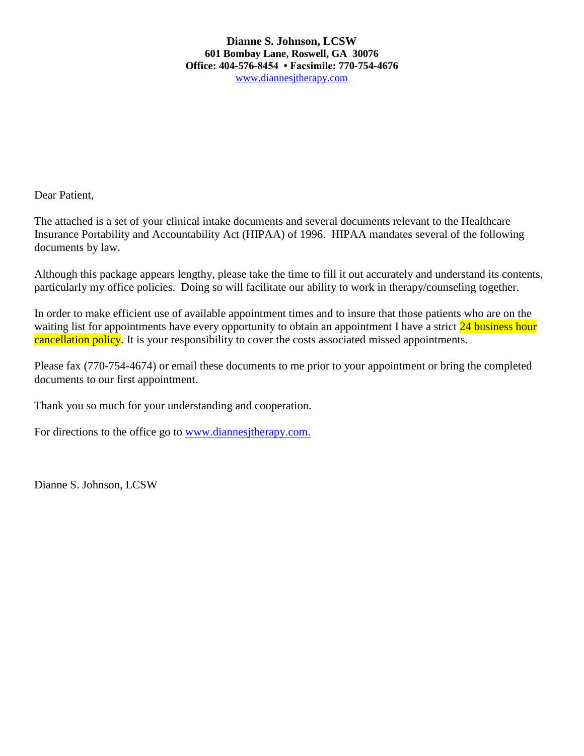**Dianne S. Johnson, LCSW**
**601 Bombay Lane, Roswell, GA 30076**
**Office: 404-576-8454 • Facsimile: 770-754-4676**
www.diannesjtherapy.com

Dear Patient,

The attached is a set of your clinical intake documents and several documents relevant to the Healthcare Insurance Portability and Accountability Act (HIPAA) of 1996. HIPAA mandates several of the following documents by law.

Although this package appears lengthy, please take the time to fill it out accurately and understand its contents, particularly my office policies. Doing so will facilitate our ability to work in therapy/counseling together.

In order to make efficient use of available appointment times and to insure that those patients who are on the waiting list for appointments have every opportunity to obtain an appointment I have a strict 24 business hour cancellation policy. It is your responsibility to cover the costs associated missed appointments.

Please fax (770-754-4674) or email these documents to me prior to your appointment or bring the completed documents to our first appointment.

Thank you so much for your understanding and cooperation.

For directions to the office go to www.diannesjtherapy.com.

Dianne S. Johnson, LCSW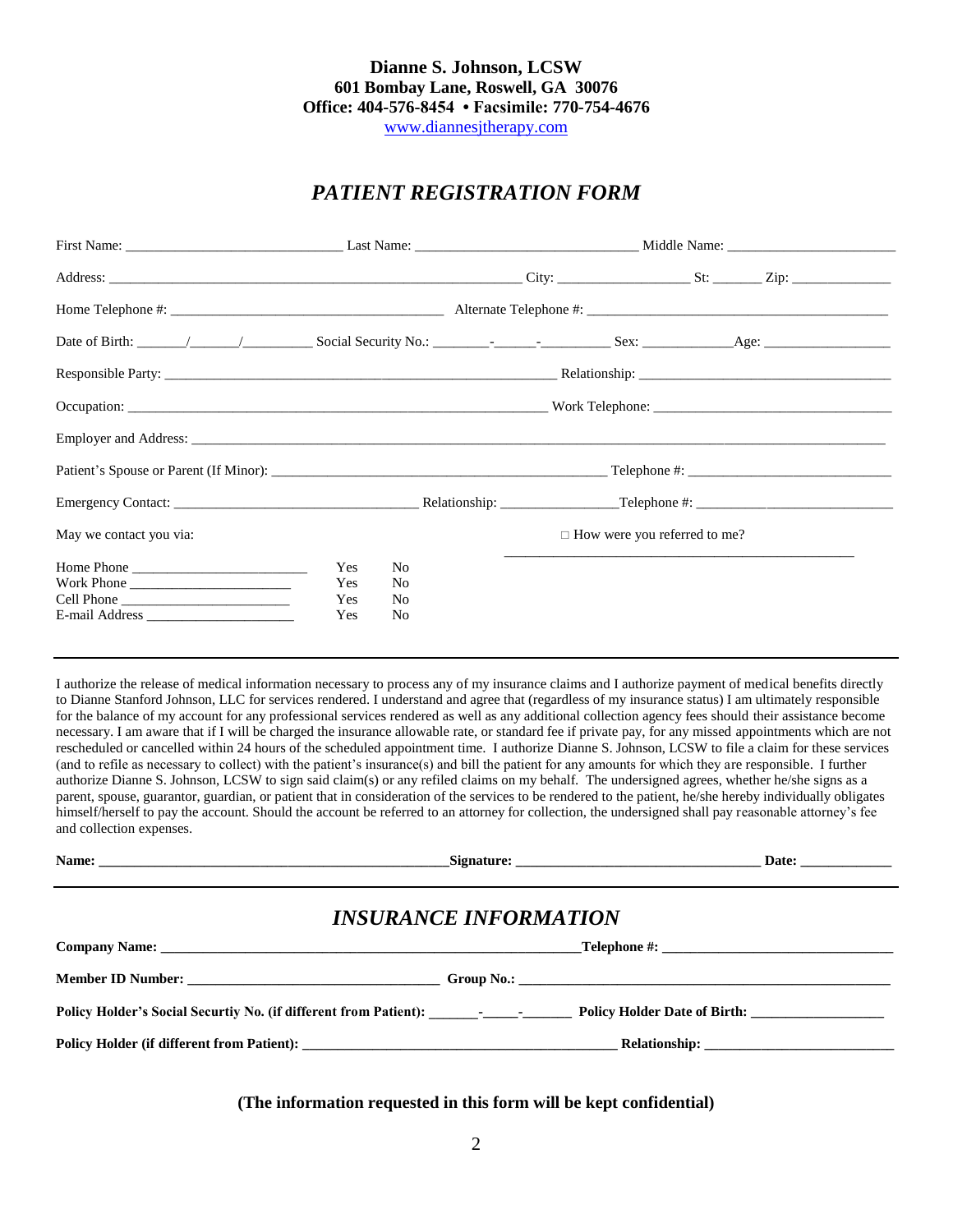**Dianne S. Johnson, LCSW**
**601 Bombay Lane, Roswell, GA 30076**
**Office: 404-576-8454 • Facsimile: 770-754-4676**
[www.diannesjtherapy.com](http://www.diannesjtherapy.com)

# *PATIENT REGISTRATION FORM*

First Name: ______________________________ Last Name: ______________________________ Middle Name: ________________________

Address: __________________________________________________________ City: __________________ St: _______ Zip: ______________

Home Telephone #: ______________________________________ Alternate Telephone #: __________________________________________

Date of Birth: _______/_______/__________ Social Security No.: ________-______-__________ Sex: _____________Age: __________________

Responsible Party: _______________________________________________________ Relationship: ___________________________________

Occupation: ___________________________________________________________ Work Telephone: ________________________________

Employer and Address: ______________________________________________________________________________________________

Patient's Spouse or Parent (If Minor): _______________________________________________ Telephone #: ____________________________

Emergency Contact: __________________________________ Relationship: ________________Telephone #: ____________________________

May we contact you via:

| | | |
|---|---|---|
| Home Phone ________________________ | Yes | No |
| Work Phone ______________________ | Yes | No |
| Cell Phone ______________________ | Yes | No |
| E-mail Address ____________________ | Yes | No |

□ How were you referred to me?

_________________________________________________

---

I authorize the release of medical information necessary to process any of my insurance claims and I authorize payment of medical benefits directly to Dianne Stanford Johnson, LLC for services rendered. I understand and agree that (regardless of my insurance status) I am ultimately responsible for the balance of my account for any professional services rendered as well as any additional collection agency fees should their assistance become necessary. I am aware that if I will be charged the insurance allowable rate, or standard fee if private pay, for any missed appointments which are not rescheduled or cancelled within 24 hours of the scheduled appointment time. I authorize Dianne S. Johnson, LCSW to file a claim for these services (and to refile as necessary to collect) with the patient's insurance(s) and bill the patient for any amounts for which they are responsible. I further authorize Dianne S. Johnson, LCSW to sign said claim(s) or any refiled claims on my behalf. The undersigned agrees, whether he/she signs as a parent, spouse, guarantor, guardian, or patient that in consideration of the services to be rendered to the patient, he/she hereby individually obligates himself/herself to pay the account. Should the account be referred to an attorney for collection, the undersigned shall pay reasonable attorney's fee and collection expenses.

**Name: ___________________________________________________Signature: ___________________________________ Date: _____________**

---

# *INSURANCE INFORMATION*

**Company Name: _____________________________________________________________Telephone #: ________________________________**

**Member ID Number: ___________________________________ Group No.: ____________________________________________________**

**Policy Holder's Social Securtiy No. (if different from Patient): _______-_____-_______ Policy Holder Date of Birth: __________________**

**Policy Holder (if different from Patient): ______________________________________________ Relationship: ___________________________**

**(The information requested in this form will be kept confidential)**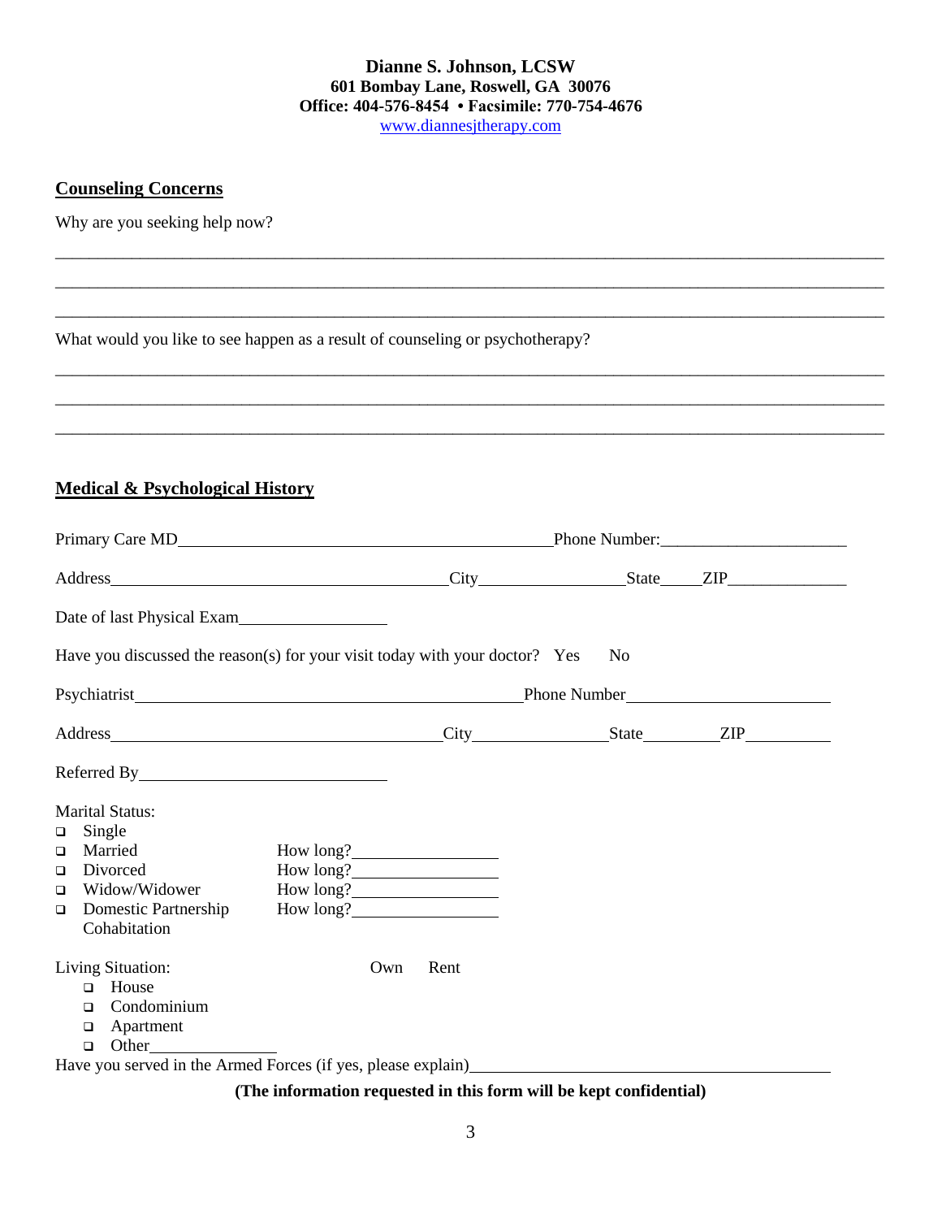**Dianne S. Johnson, LCSW**
**601 Bombay Lane, Roswell, GA 30076**
**Office: 404-576-8454 • Facsimile: 770-754-4676**
[www.diannesjtherapy.com](http://www.diannesjtherapy.com)

## Counseling Concerns

Why are you seeking help now?

______________________________________________________________________________

______________________________________________________________________________

______________________________________________________________________________

What would you like to see happen as a result of counseling or psychotherapy?

______________________________________________________________________________

______________________________________________________________________________

______________________________________________________________________________

## Medical & Psychological History

Primary Care MD____________________________________ Phone Number:________________

Address________________________________ City______________ State____ ZIP___________

Date of last Physical Exam______________

Have you discussed the reason(s) for your visit today with your doctor? Yes No

Psychiatrist____________________________________ Phone Number__________________

Address________________________________ City____________ State________ ZIP________

Referred By________________________

Marital Status:

- ❑ Single
- ❑ Married How long?______________
- ❑ Divorced How long?______________
- ❑ Widow/Widower How long?______________
- ❑ Domestic Partnership Cohabitation How long?______________

Living Situation: Own Rent

- ❑ House
- ❑ Condominium
- ❑ Apartment
- ❑ Other____________

Have you served in the Armed Forces (if yes, please explain)________________________________

**(The information requested in this form will be kept confidential)**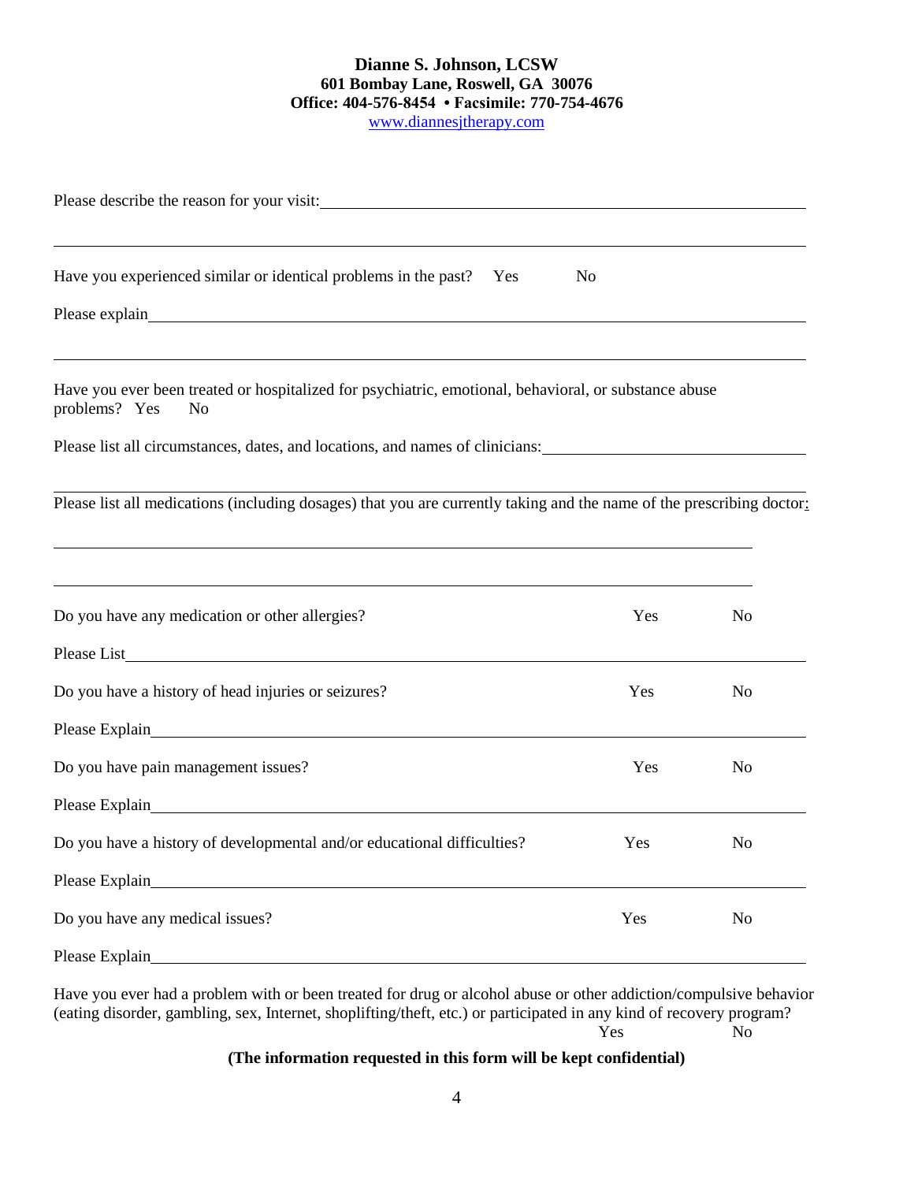**Dianne S. Johnson, LCSW**
**601 Bombay Lane, Roswell, GA 30076**
**Office: 404-576-8454 • Facsimile: 770-754-4676**
www.diannesjtherapy.com

Please describe the reason for your visit: ______________________________________________

______________________________________________________________________________

Have you experienced similar or identical problems in the past? Yes No

Please explain ________________________________________________________________

______________________________________________________________________________

Have you ever been treated or hospitalized for psychiatric, emotional, behavioral, or substance abuse problems? Yes No

Please list all circumstances, dates, and locations, and names of clinicians: ____________________

______________________________________________________________________________

Please list all medications (including dosages) that you are currently taking and the name of the prescribing doctor:

______________________________________________________________________________

______________________________________________________________________________

Do you have any medication or other allergies? Yes No

Please List ____________________________________________________________________

Do you have a history of head injuries or seizures? Yes No

Please Explain __________________________________________________________________

Do you have pain management issues? Yes No

Please Explain __________________________________________________________________

Do you have a history of developmental and/or educational difficulties? Yes No

Please Explain __________________________________________________________________

Do you have any medical issues? Yes No

Please Explain __________________________________________________________________

Have you ever had a problem with or been treated for drug or alcohol abuse or other addiction/compulsive behavior (eating disorder, gambling, sex, Internet, shoplifting/theft, etc.) or participated in any kind of recovery program? Yes No

**(The information requested in this form will be kept confidential)**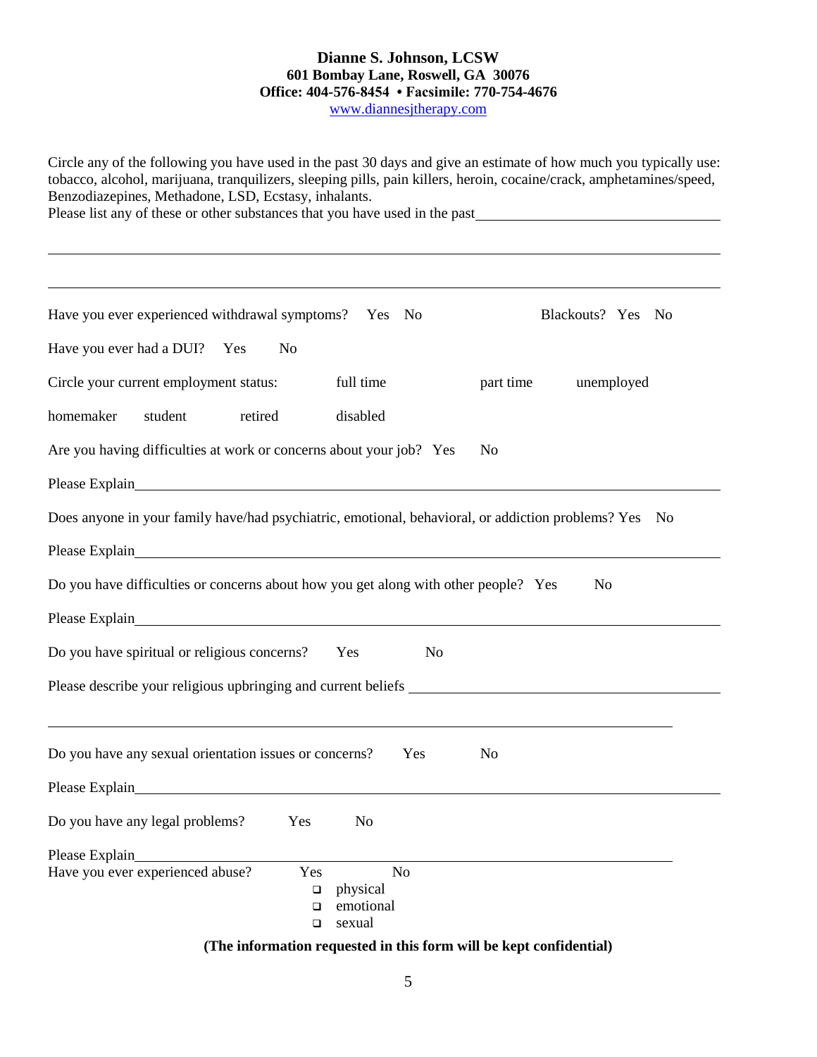**Dianne S. Johnson, LCSW**
**601 Bombay Lane, Roswell, GA 30076**
**Office: 404-576-8454 • Facsimile: 770-754-4676**
www.diannesjtherapy.com

Circle any of the following you have used in the past 30 days and give an estimate of how much you typically use: tobacco, alcohol, marijuana, tranquilizers, sleeping pills, pain killers, heroin, cocaine/crack, amphetamines/speed, Benzodiazepines, Methadone, LSD, Ecstasy, inhalants.

Please list any of these or other substances that you have used in the past ______________________________

_______________________________________________________________________________

_______________________________________________________________________________

Have you ever experienced withdrawal symptoms? Yes No Blackouts? Yes No

Have you ever had a DUI? Yes No

Circle your current employment status: full time part time unemployed

homemaker student retired disabled

Are you having difficulties at work or concerns about your job? Yes No

Please Explain_________________________________________________________________

Does anyone in your family have/had psychiatric, emotional, behavioral, or addiction problems? Yes No

Please Explain_________________________________________________________________

Do you have difficulties or concerns about how you get along with other people? Yes No

Please Explain_________________________________________________________________

Do you have spiritual or religious concerns? Yes No

Please describe your religious upbringing and current beliefs ___________________________________

_______________________________________________________________________________

Do you have any sexual orientation issues or concerns? Yes No

Please Explain_________________________________________________________________

Do you have any legal problems? Yes No

Please Explain_________________________________________________________________

Have you ever experienced abuse? Yes No

- ❑ physical
- ❑ emotional
- ❑ sexual

**(The information requested in this form will be kept confidential)**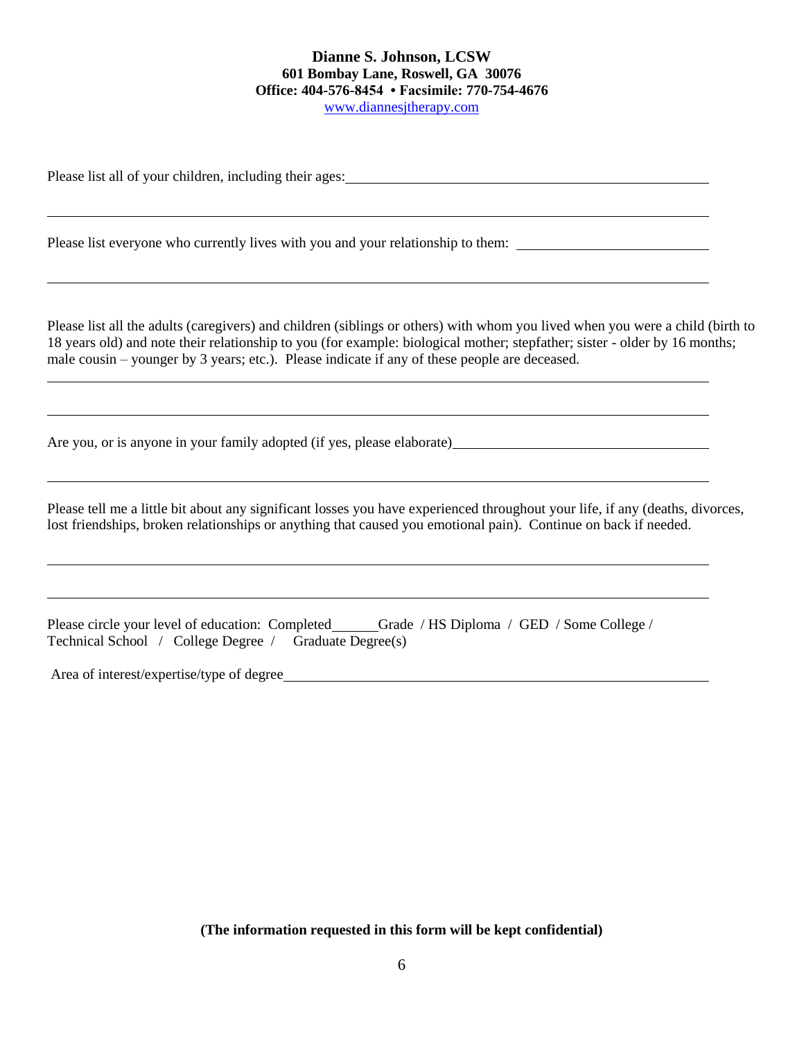**Dianne S. Johnson, LCSW**
**601 Bombay Lane, Roswell, GA 30076**
**Office: 404-576-8454 • Facsimile: 770-754-4676**
www.diannesjtherapy.com

Please list all of your children, including their ages: ______________________________________________

_____________________________________________________________________________

Please list everyone who currently lives with you and your relationship to them: ___________________________

_____________________________________________________________________________

Please list all the adults (caregivers) and children (siblings or others) with whom you lived when you were a child (birth to 18 years old) and note their relationship to you (for example: biological mother; stepfather; sister - older by 16 months; male cousin – younger by 3 years; etc.). Please indicate if any of these people are deceased.

_____________________________________________________________________________

_____________________________________________________________________________

Are you, or is anyone in your family adopted (if yes, please elaborate) ___________________________________

_____________________________________________________________________________

Please tell me a little bit about any significant losses you have experienced throughout your life, if any (deaths, divorces, lost friendships, broken relationships or anything that caused you emotional pain). Continue on back if needed.

_____________________________________________________________________________

_____________________________________________________________________________

Please circle your level of education: Completed ______ Grade / HS Diploma / GED / Some College / Technical School / College Degree / Graduate Degree(s)

Area of interest/expertise/type of degree ________________________________________________________

**(The information requested in this form will be kept confidential)**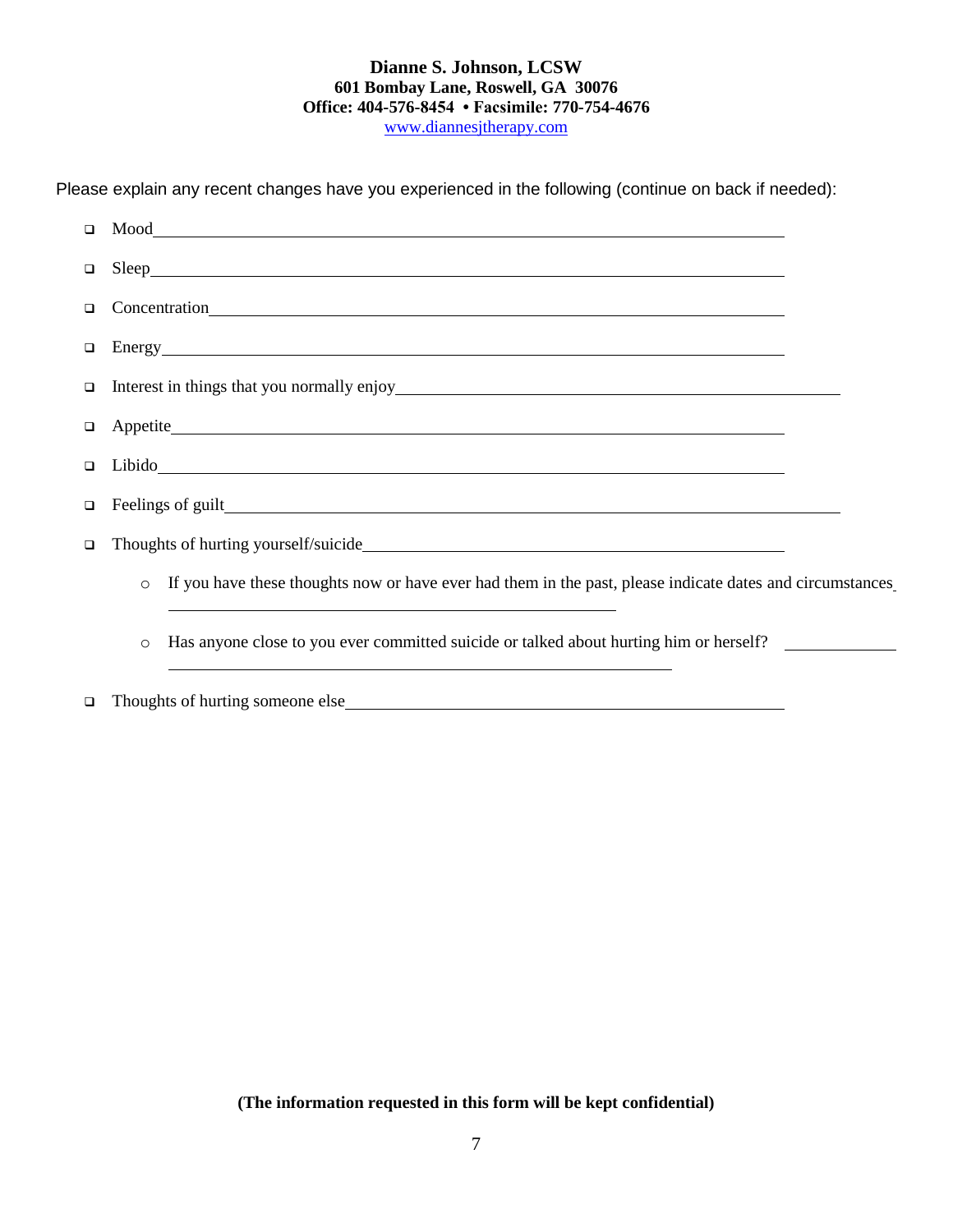**Dianne S. Johnson, LCSW**
**601 Bombay Lane, Roswell, GA 30076**
**Office: 404-576-8454 • Facsimile: 770-754-4676**
www.diannesjtherapy.com

Please explain any recent changes have you experienced in the following (continue on back if needed):

- ❑ Mood\_\_\_\_\_\_\_\_\_\_\_\_\_\_\_\_\_\_\_\_\_\_\_\_\_\_\_\_\_\_\_\_\_\_\_\_\_\_\_\_\_\_\_\_\_\_\_\_
- ❑ Sleep\_\_\_\_\_\_\_\_\_\_\_\_\_\_\_\_\_\_\_\_\_\_\_\_\_\_\_\_\_\_\_\_\_\_\_\_\_\_\_\_\_\_\_\_\_\_\_\_
- ❑ Concentration\_\_\_\_\_\_\_\_\_\_\_\_\_\_\_\_\_\_\_\_\_\_\_\_\_\_\_\_\_\_\_\_\_\_\_\_\_\_\_\_\_\_
- ❑ Energy\_\_\_\_\_\_\_\_\_\_\_\_\_\_\_\_\_\_\_\_\_\_\_\_\_\_\_\_\_\_\_\_\_\_\_\_\_\_\_\_\_\_\_\_\_\_\_
- ❑ Interest in things that you normally enjoy\_\_\_\_\_\_\_\_\_\_\_\_\_\_\_\_\_\_\_\_\_\_\_\_\_\_\_\_\_\_\_\_\_\_\_
- ❑ Appetite\_\_\_\_\_\_\_\_\_\_\_\_\_\_\_\_\_\_\_\_\_\_\_\_\_\_\_\_\_\_\_\_\_\_\_\_\_\_\_\_\_\_\_\_\_\_
- ❑ Libido\_\_\_\_\_\_\_\_\_\_\_\_\_\_\_\_\_\_\_\_\_\_\_\_\_\_\_\_\_\_\_\_\_\_\_\_\_\_\_\_\_\_\_\_\_\_\_
- ❑ Feelings of guilt\_\_\_\_\_\_\_\_\_\_\_\_\_\_\_\_\_\_\_\_\_\_\_\_\_\_\_\_\_\_\_\_\_\_\_\_\_\_\_\_\_\_\_\_\_\_\_
- ❑ Thoughts of hurting yourself/suicide\_\_\_\_\_\_\_\_\_\_\_\_\_\_\_\_\_\_\_\_\_\_\_\_\_\_\_\_\_\_\_\_
  - If you have these thoughts now or have ever had them in the past, please indicate dates and circumstances \_\_\_\_\_\_\_\_\_\_\_\_\_\_\_\_\_\_\_\_\_\_\_\_\_\_\_\_\_\_\_\_\_\_\_
  - Has anyone close to you ever committed suicide or talked about hurting him or herself? \_\_\_\_\_\_\_\_\_ \_\_\_\_\_\_\_\_\_\_\_\_\_\_\_\_\_\_\_\_\_\_\_\_\_\_\_\_\_\_\_\_\_\_\_\_\_\_\_\_
- ❑ Thoughts of hurting someone else\_\_\_\_\_\_\_\_\_\_\_\_\_\_\_\_\_\_\_\_\_\_\_\_\_\_\_\_\_\_\_\_\_\_

**(The information requested in this form will be kept confidential)**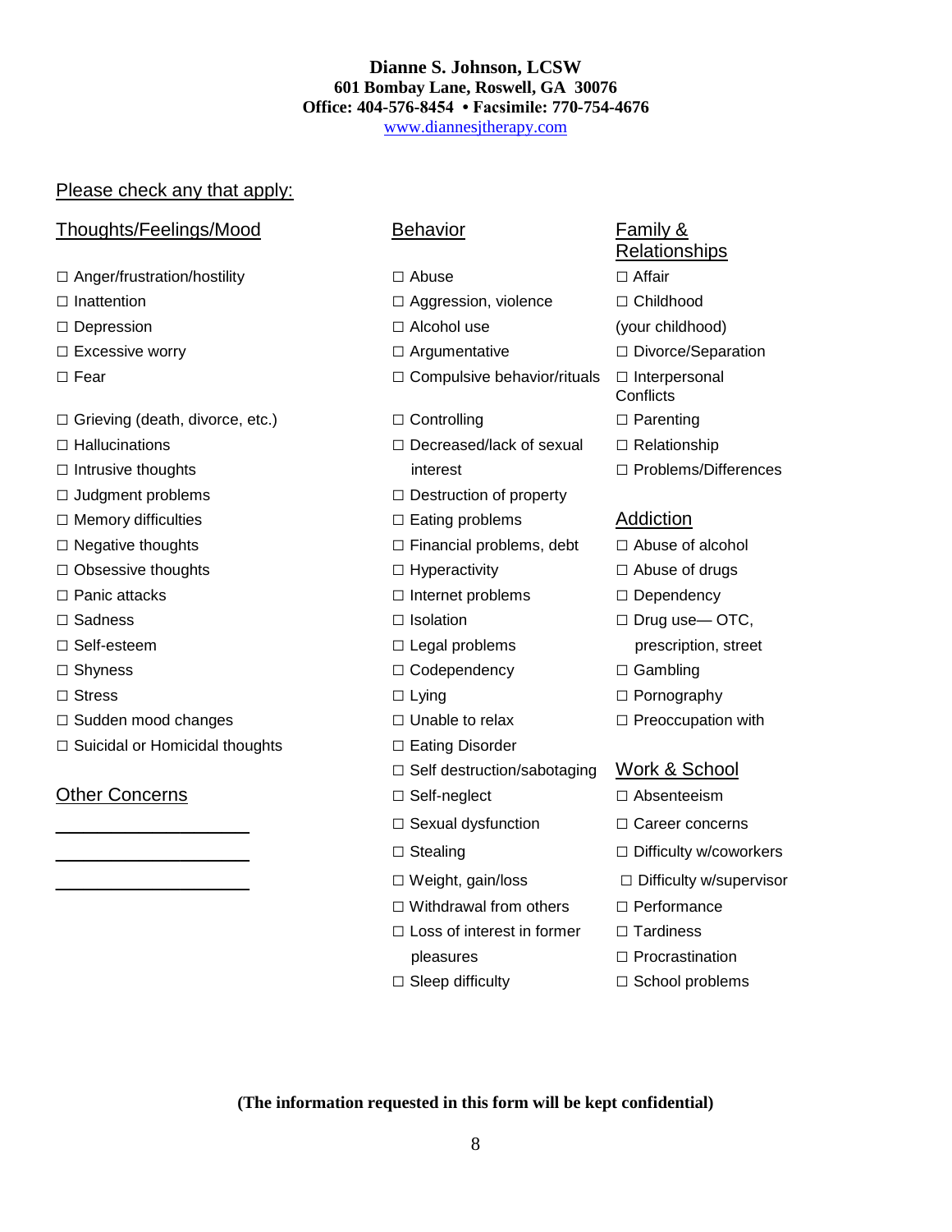**Dianne S. Johnson, LCSW**
**601 Bombay Lane, Roswell, GA 30076**
**Office: 404-576-8454 • Facsimile: 770-754-4676**
[www.diannesjtherapy.com](http://www.diannesjtherapy.com)

Please check any that apply:

## Thoughts/Feelings/Mood

- ☐ Anger/frustration/hostility
- ☐ Inattention
- ☐ Depression
- ☐ Excessive worry
- ☐ Fear
- ☐ Grieving (death, divorce, etc.)
- ☐ Hallucinations
- ☐ Intrusive thoughts
- ☐ Judgment problems
- ☐ Memory difficulties
- ☐ Negative thoughts
- ☐ Obsessive thoughts
- ☐ Panic attacks
- ☐ Sadness
- ☐ Self-esteem
- ☐ Shyness
- ☐ Stress
- ☐ Sudden mood changes
- ☐ Suicidal or Homicidal thoughts

## Other Concerns

____________________

____________________

____________________

## Behavior

- ☐ Abuse
- ☐ Aggression, violence
- ☐ Alcohol use
- ☐ Argumentative
- ☐ Compulsive behavior/rituals
- ☐ Controlling
- ☐ Decreased/lack of sexual interest
- ☐ Destruction of property
- ☐ Eating problems
- ☐ Financial problems, debt
- ☐ Hyperactivity
- ☐ Internet problems
- ☐ Isolation
- ☐ Legal problems
- ☐ Codependency
- ☐ Lying
- ☐ Unable to relax
- ☐ Eating Disorder
- ☐ Self destruction/sabotaging
- ☐ Self-neglect
- ☐ Sexual dysfunction
- ☐ Stealing
- ☐ Weight, gain/loss
- ☐ Withdrawal from others
- ☐ Loss of interest in former pleasures
- ☐ Sleep difficulty

## Family & Relationships

- ☐ Affair
- ☐ Childhood (your childhood)
- ☐ Divorce/Separation
- ☐ Interpersonal Conflicts
- ☐ Parenting
- ☐ Relationship
- ☐ Problems/Differences

## Addiction

- ☐ Abuse of alcohol
- ☐ Abuse of drugs
- ☐ Dependency
- ☐ Drug use— OTC, prescription, street
- ☐ Gambling
- ☐ Pornography
- ☐ Preoccupation with

## Work & School

- ☐ Absenteeism
- ☐ Career concerns
- ☐ Difficulty w/coworkers
- ☐ Difficulty w/supervisor
- ☐ Performance
- ☐ Tardiness
- ☐ Procrastination
- ☐ School problems

**(The information requested in this form will be kept confidential)**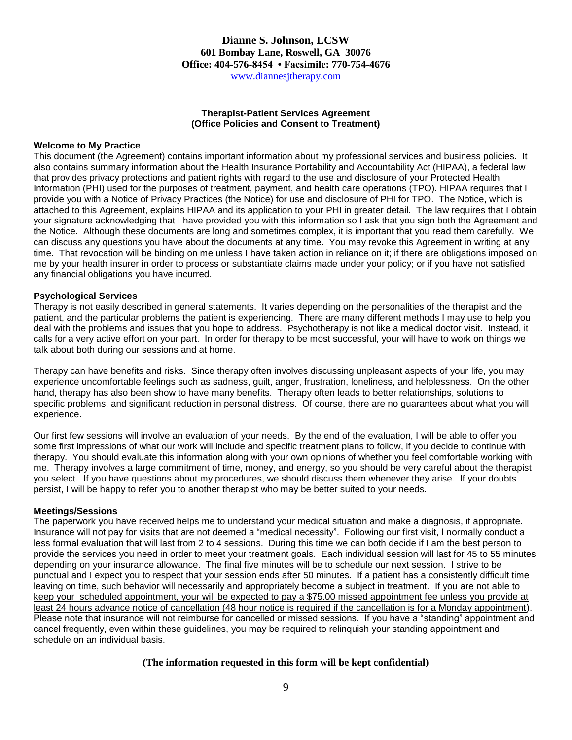**Dianne S. Johnson, LCSW**
**601 Bombay Lane, Roswell, GA 30076**
**Office: 404-576-8454 • Facsimile: 770-754-4676**
www.diannesjtherapy.com

## Therapist-Patient Services Agreement
## (Office Policies and Consent to Treatment)

### Welcome to My Practice

This document (the Agreement) contains important information about my professional services and business policies. It also contains summary information about the Health Insurance Portability and Accountability Act (HIPAA), a federal law that provides privacy protections and patient rights with regard to the use and disclosure of your Protected Health Information (PHI) used for the purposes of treatment, payment, and health care operations (TPO). HIPAA requires that I provide you with a Notice of Privacy Practices (the Notice) for use and disclosure of PHI for TPO. The Notice, which is attached to this Agreement, explains HIPAA and its application to your PHI in greater detail. The law requires that I obtain your signature acknowledging that I have provided you with this information so I ask that you sign both the Agreement and the Notice. Although these documents are long and sometimes complex, it is important that you read them carefully. We can discuss any questions you have about the documents at any time. You may revoke this Agreement in writing at any time. That revocation will be binding on me unless I have taken action in reliance on it; if there are obligations imposed on me by your health insurer in order to process or substantiate claims made under your policy; or if you have not satisfied any financial obligations you have incurred.

### Psychological Services

Therapy is not easily described in general statements. It varies depending on the personalities of the therapist and the patient, and the particular problems the patient is experiencing. There are many different methods I may use to help you deal with the problems and issues that you hope to address. Psychotherapy is not like a medical doctor visit. Instead, it calls for a very active effort on your part. In order for therapy to be most successful, your will have to work on things we talk about both during our sessions and at home.

Therapy can have benefits and risks. Since therapy often involves discussing unpleasant aspects of your life, you may experience uncomfortable feelings such as sadness, guilt, anger, frustration, loneliness, and helplessness. On the other hand, therapy has also been show to have many benefits. Therapy often leads to better relationships, solutions to specific problems, and significant reduction in personal distress. Of course, there are no guarantees about what you will experience.

Our first few sessions will involve an evaluation of your needs. By the end of the evaluation, I will be able to offer you some first impressions of what our work will include and specific treatment plans to follow, if you decide to continue with therapy. You should evaluate this information along with your own opinions of whether you feel comfortable working with me. Therapy involves a large commitment of time, money, and energy, so you should be very careful about the therapist you select. If you have questions about my procedures, we should discuss them whenever they arise. If your doubts persist, I will be happy to refer you to another therapist who may be better suited to your needs.

### Meetings/Sessions

The paperwork you have received helps me to understand your medical situation and make a diagnosis, if appropriate. Insurance will not pay for visits that are not deemed a "medical necessity". Following our first visit, I normally conduct a less formal evaluation that will last from 2 to 4 sessions. During this time we can both decide if I am the best person to provide the services you need in order to meet your treatment goals. Each individual session will last for 45 to 55 minutes depending on your insurance allowance. The final five minutes will be to schedule our next session. I strive to be punctual and I expect you to respect that your session ends after 50 minutes. If a patient has a consistently difficult time leaving on time, such behavior will necessarily and appropriately become a subject in treatment. <u>If you are not able to keep your scheduled appointment, your will be expected to pay a $75.00 missed appointment fee unless you provide at least 24 hours advance notice of cancellation (48 hour notice is required if the cancellation is for a Monday appointment)</u>. Please note that insurance will not reimburse for cancelled or missed sessions. If you have a "standing" appointment and cancel frequently, even within these guidelines, you may be required to relinquish your standing appointment and schedule on an individual basis.

**(The information requested in this form will be kept confidential)**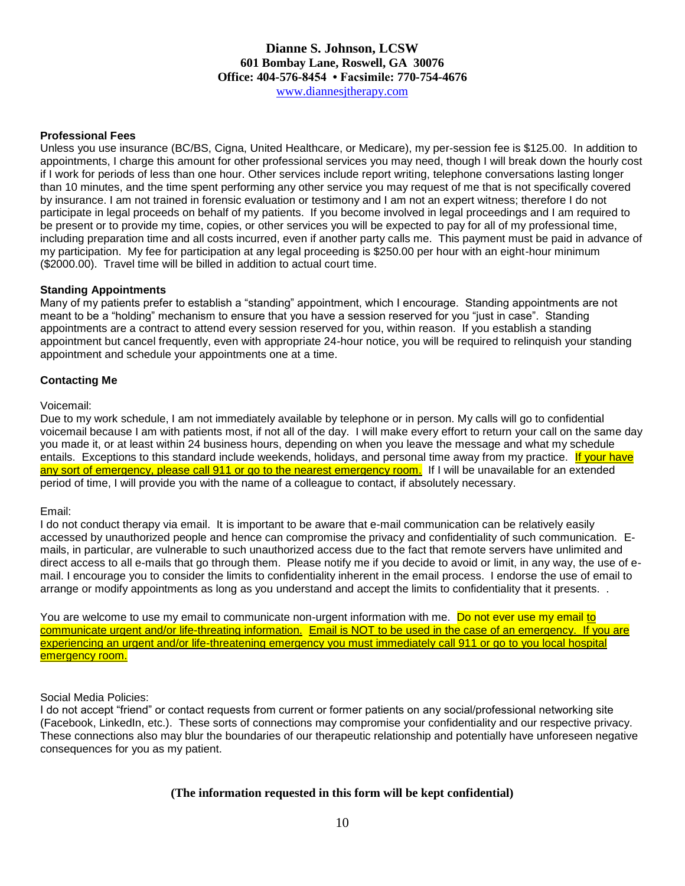**Dianne S. Johnson, LCSW**
**601 Bombay Lane, Roswell, GA 30076**
**Office: 404-576-8454 • Facsimile: 770-754-4676**
www.diannesjtherapy.com

**Professional Fees**

Unless you use insurance (BC/BS, Cigna, United Healthcare, or Medicare), my per-session fee is $125.00. In addition to appointments, I charge this amount for other professional services you may need, though I will break down the hourly cost if I work for periods of less than one hour. Other services include report writing, telephone conversations lasting longer than 10 minutes, and the time spent performing any other service you may request of me that is not specifically covered by insurance. I am not trained in forensic evaluation or testimony and I am not an expert witness; therefore I do not participate in legal proceeds on behalf of my patients. If you become involved in legal proceedings and I am required to be present or to provide my time, copies, or other services you will be expected to pay for all of my professional time, including preparation time and all costs incurred, even if another party calls me. This payment must be paid in advance of my participation. My fee for participation at any legal proceeding is $250.00 per hour with an eight-hour minimum ($2000.00). Travel time will be billed in addition to actual court time.

**Standing Appointments**

Many of my patients prefer to establish a "standing" appointment, which I encourage. Standing appointments are not meant to be a "holding" mechanism to ensure that you have a session reserved for you "just in case". Standing appointments are a contract to attend every session reserved for you, within reason. If you establish a standing appointment but cancel frequently, even with appropriate 24-hour notice, you will be required to relinquish your standing appointment and schedule your appointments one at a time.

**Contacting Me**

Voicemail:

Due to my work schedule, I am not immediately available by telephone or in person. My calls will go to confidential voicemail because I am with patients most, if not all of the day. I will make every effort to return your call on the same day you made it, or at least within 24 business hours, depending on when you leave the message and what my schedule entails. Exceptions to this standard include weekends, holidays, and personal time away from my practice. If your have any sort of emergency, please call 911 or go to the nearest emergency room. If I will be unavailable for an extended period of time, I will provide you with the name of a colleague to contact, if absolutely necessary.

Email:

I do not conduct therapy via email. It is important to be aware that e-mail communication can be relatively easily accessed by unauthorized people and hence can compromise the privacy and confidentiality of such communication. E-mails, in particular, are vulnerable to such unauthorized access due to the fact that remote servers have unlimited and direct access to all e-mails that go through them. Please notify me if you decide to avoid or limit, in any way, the use of e-mail. I encourage you to consider the limits to confidentiality inherent in the email process. I endorse the use of email to arrange or modify appointments as long as you understand and accept the limits to confidentiality that it presents. .

You are welcome to use my email to communicate non-urgent information with me. Do not ever use my email to communicate urgent and/or life-threating information. Email is NOT to be used in the case of an emergency. If you are experiencing an urgent and/or life-threatening emergency you must immediately call 911 or go to you local hospital emergency room.

Social Media Policies:

I do not accept "friend" or contact requests from current or former patients on any social/professional networking site (Facebook, LinkedIn, etc.). These sorts of connections may compromise your confidentiality and our respective privacy. These connections also may blur the boundaries of our therapeutic relationship and potentially have unforeseen negative consequences for you as my patient.

**(The information requested in this form will be kept confidential)**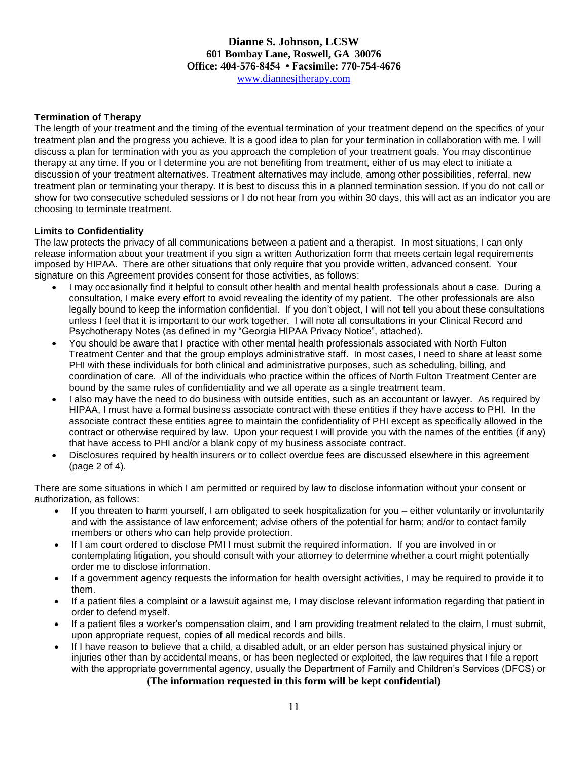**Dianne S. Johnson, LCSW**
**601 Bombay Lane, Roswell, GA 30076**
**Office: 404-576-8454 • Facsimile: 770-754-4676**
www.diannesjtherapy.com

**Termination of Therapy**

The length of your treatment and the timing of the eventual termination of your treatment depend on the specifics of your treatment plan and the progress you achieve. It is a good idea to plan for your termination in collaboration with me. I will discuss a plan for termination with you as you approach the completion of your treatment goals. You may discontinue therapy at any time. If you or I determine you are not benefiting from treatment, either of us may elect to initiate a discussion of your treatment alternatives. Treatment alternatives may include, among other possibilities, referral, new treatment plan or terminating your therapy. It is best to discuss this in a planned termination session. If you do not call or show for two consecutive scheduled sessions or I do not hear from you within 30 days, this will act as an indicator you are choosing to terminate treatment.

**Limits to Confidentiality**

The law protects the privacy of all communications between a patient and a therapist. In most situations, I can only release information about your treatment if you sign a written Authorization form that meets certain legal requirements imposed by HIPAA. There are other situations that only require that you provide written, advanced consent. Your signature on this Agreement provides consent for those activities, as follows:

- I may occasionally find it helpful to consult other health and mental health professionals about a case. During a consultation, I make every effort to avoid revealing the identity of my patient. The other professionals are also legally bound to keep the information confidential. If you don't object, I will not tell you about these consultations unless I feel that it is important to our work together. I will note all consultations in your Clinical Record and Psychotherapy Notes (as defined in my "Georgia HIPAA Privacy Notice", attached).
- You should be aware that I practice with other mental health professionals associated with North Fulton Treatment Center and that the group employs administrative staff. In most cases, I need to share at least some PHI with these individuals for both clinical and administrative purposes, such as scheduling, billing, and coordination of care. All of the individuals who practice within the offices of North Fulton Treatment Center are bound by the same rules of confidentiality and we all operate as a single treatment team.
- I also may have the need to do business with outside entities, such as an accountant or lawyer. As required by HIPAA, I must have a formal business associate contract with these entities if they have access to PHI. In the associate contract these entities agree to maintain the confidentiality of PHI except as specifically allowed in the contract or otherwise required by law. Upon your request I will provide you with the names of the entities (if any) that have access to PHI and/or a blank copy of my business associate contract.
- Disclosures required by health insurers or to collect overdue fees are discussed elsewhere in this agreement (page 2 of 4).

There are some situations in which I am permitted or required by law to disclose information without your consent or authorization, as follows:

- If you threaten to harm yourself, I am obligated to seek hospitalization for you – either voluntarily or involuntarily and with the assistance of law enforcement; advise others of the potential for harm; and/or to contact family members or others who can help provide protection.
- If I am court ordered to disclose PMI I must submit the required information. If you are involved in or contemplating litigation, you should consult with your attorney to determine whether a court might potentially order me to disclose information.
- If a government agency requests the information for health oversight activities, I may be required to provide it to them.
- If a patient files a complaint or a lawsuit against me, I may disclose relevant information regarding that patient in order to defend myself.
- If a patient files a worker's compensation claim, and I am providing treatment related to the claim, I must submit, upon appropriate request, copies of all medical records and bills.
- If I have reason to believe that a child, a disabled adult, or an elder person has sustained physical injury or injuries other than by accidental means, or has been neglected or exploited, the law requires that I file a report with the appropriate governmental agency, usually the Department of Family and Children's Services (DFCS) or

**(The information requested in this form will be kept confidential)**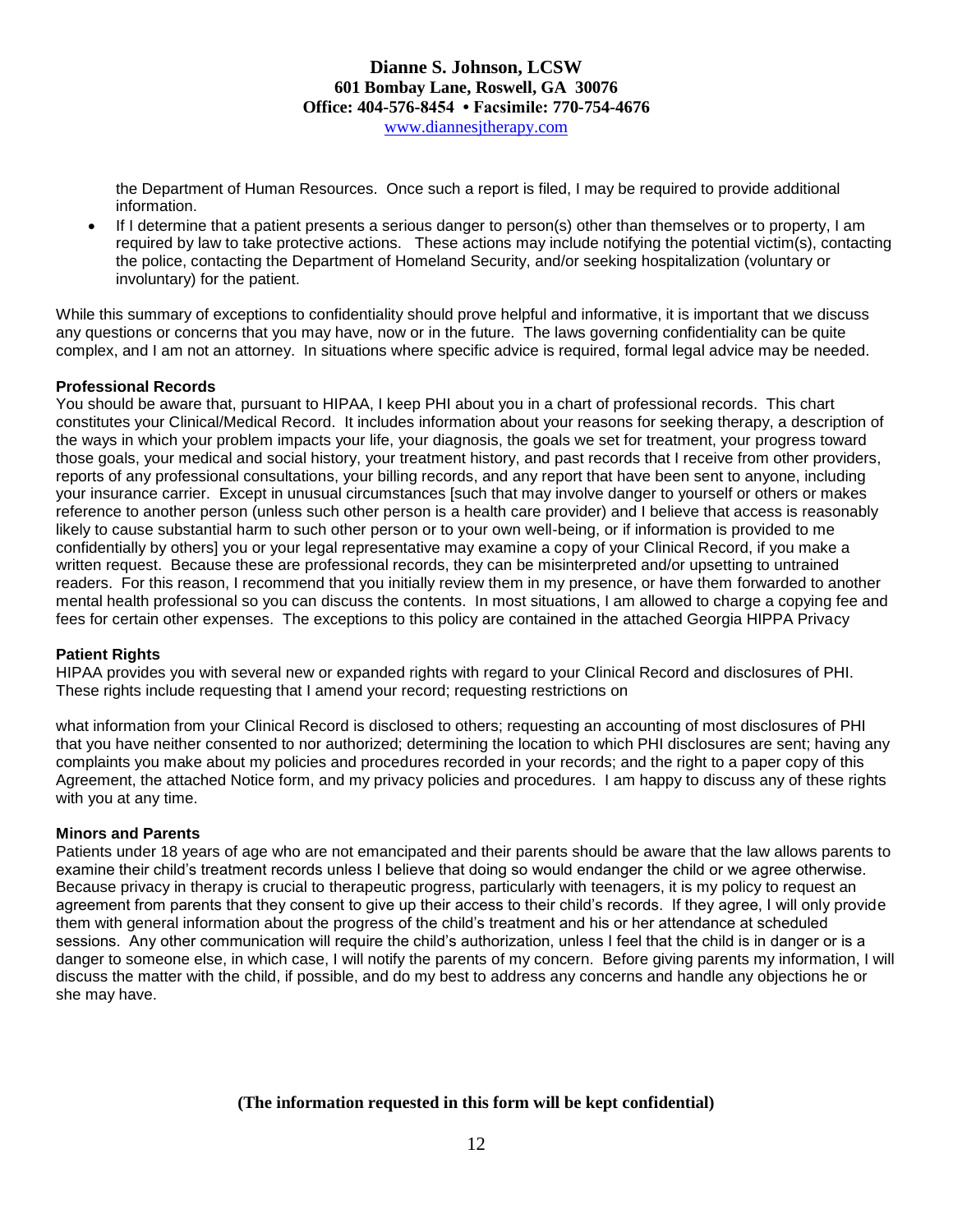the Department of Human Resources. Once such a report is filed, I may be required to provide additional information.

- If I determine that a patient presents a serious danger to person(s) other than themselves or to property, I am required by law to take protective actions. These actions may include notifying the potential victim(s), contacting the police, contacting the Department of Homeland Security, and/or seeking hospitalization (voluntary or involuntary) for the patient.

While this summary of exceptions to confidentiality should prove helpful and informative, it is important that we discuss any questions or concerns that you may have, now or in the future. The laws governing confidentiality can be quite complex, and I am not an attorney. In situations where specific advice is required, formal legal advice may be needed.

**Professional Records**

You should be aware that, pursuant to HIPAA, I keep PHI about you in a chart of professional records. This chart constitutes your Clinical/Medical Record. It includes information about your reasons for seeking therapy, a description of the ways in which your problem impacts your life, your diagnosis, the goals we set for treatment, your progress toward those goals, your medical and social history, your treatment history, and past records that I receive from other providers, reports of any professional consultations, your billing records, and any report that have been sent to anyone, including your insurance carrier. Except in unusual circumstances [such that may involve danger to yourself or others or makes reference to another person (unless such other person is a health care provider) and I believe that access is reasonably likely to cause substantial harm to such other person or to your own well-being, or if information is provided to me confidentially by others] you or your legal representative may examine a copy of your Clinical Record, if you make a written request. Because these are professional records, they can be misinterpreted and/or upsetting to untrained readers. For this reason, I recommend that you initially review them in my presence, or have them forwarded to another mental health professional so you can discuss the contents. In most situations, I am allowed to charge a copying fee and fees for certain other expenses. The exceptions to this policy are contained in the attached Georgia HIPPA Privacy

**Patient Rights**

HIPAA provides you with several new or expanded rights with regard to your Clinical Record and disclosures of PHI. These rights include requesting that I amend your record; requesting restrictions on

what information from your Clinical Record is disclosed to others; requesting an accounting of most disclosures of PHI that you have neither consented to nor authorized; determining the location to which PHI disclosures are sent; having any complaints you make about my policies and procedures recorded in your records; and the right to a paper copy of this Agreement, the attached Notice form, and my privacy policies and procedures. I am happy to discuss any of these rights with you at any time.

**Minors and Parents**

Patients under 18 years of age who are not emancipated and their parents should be aware that the law allows parents to examine their child's treatment records unless I believe that doing so would endanger the child or we agree otherwise. Because privacy in therapy is crucial to therapeutic progress, particularly with teenagers, it is my policy to request an agreement from parents that they consent to give up their access to their child's records. If they agree, I will only provide them with general information about the progress of the child's treatment and his or her attendance at scheduled sessions. Any other communication will require the child's authorization, unless I feel that the child is in danger or is a danger to someone else, in which case, I will notify the parents of my concern. Before giving parents my information, I will discuss the matter with the child, if possible, and do my best to address any concerns and handle any objections he or she may have.

**(The information requested in this form will be kept confidential)**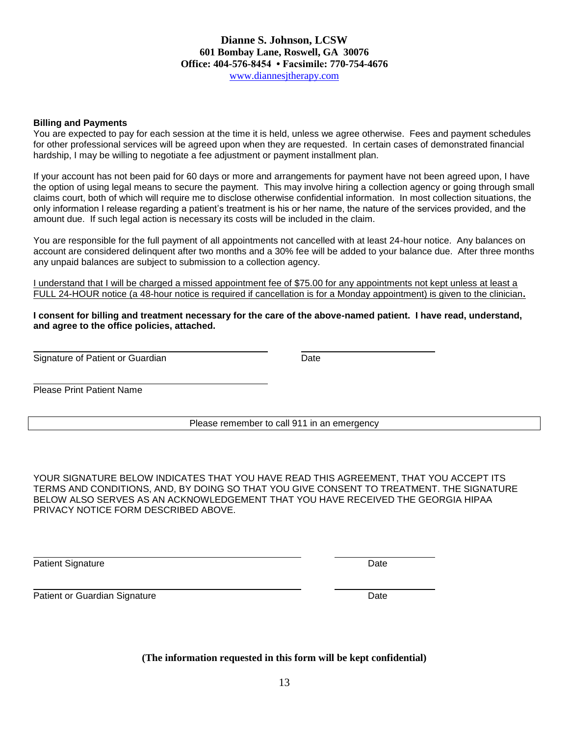**Dianne S. Johnson, LCSW**
**601 Bombay Lane, Roswell, GA 30076**
**Office: 404-576-8454 • Facsimile: 770-754-4676**
www.diannesjtherapy.com

**Billing and Payments**

You are expected to pay for each session at the time it is held, unless we agree otherwise. Fees and payment schedules for other professional services will be agreed upon when they are requested. In certain cases of demonstrated financial hardship, I may be willing to negotiate a fee adjustment or payment installment plan.

If your account has not been paid for 60 days or more and arrangements for payment have not been agreed upon, I have the option of using legal means to secure the payment. This may involve hiring a collection agency or going through small claims court, both of which will require me to disclose otherwise confidential information. In most collection situations, the only information I release regarding a patient's treatment is his or her name, the nature of the services provided, and the amount due. If such legal action is necessary its costs will be included in the claim.

You are responsible for the full payment of all appointments not cancelled with at least 24-hour notice. Any balances on account are considered delinquent after two months and a 30% fee will be added to your balance due. After three months any unpaid balances are subject to submission to a collection agency.

<u>I understand that I will be charged a missed appointment fee of $75.00 for any appointments not kept unless at least a FULL 24-HOUR notice (a 48-hour notice is required if cancellation is for a Monday appointment) is given to the clinician</u>.

**I consent for billing and treatment necessary for the care of the above-named patient. I have read, understand, and agree to the office policies, attached.**

\_\_\_\_\_\_\_\_\_\_\_\_\_\_\_\_\_\_\_\_\_\_\_\_\_\_\_\_\_\_\_\_\_\_\_\_ \_\_\_\_\_\_\_\_\_\_\_\_\_\_\_\_\_\_\_\_
Signature of Patient or Guardian Date

\_\_\_\_\_\_\_\_\_\_\_\_\_\_\_\_\_\_\_\_\_\_\_\_\_\_\_\_\_\_\_\_\_\_\_\_
Please Print Patient Name

| Please remember to call 911 in an emergency |
|---|

YOUR SIGNATURE BELOW INDICATES THAT YOU HAVE READ THIS AGREEMENT, THAT YOU ACCEPT ITS TERMS AND CONDITIONS, AND, BY DOING SO THAT YOU GIVE CONSENT TO TREATMENT. THE SIGNATURE BELOW ALSO SERVES AS AN ACKNOWLEDGEMENT THAT YOU HAVE RECEIVED THE GEORGIA HIPAA PRIVACY NOTICE FORM DESCRIBED ABOVE.

\_\_\_\_\_\_\_\_\_\_\_\_\_\_\_\_\_\_\_\_\_\_\_\_\_\_\_\_\_\_\_\_\_\_\_\_\_\_\_\_ \_\_\_\_\_\_\_\_\_\_\_\_\_\_\_\_
Patient Signature Date

\_\_\_\_\_\_\_\_\_\_\_\_\_\_\_\_\_\_\_\_\_\_\_\_\_\_\_\_\_\_\_\_\_\_\_\_\_\_\_\_ \_\_\_\_\_\_\_\_\_\_\_\_\_\_\_\_
Patient or Guardian Signature Date

**(The information requested in this form will be kept confidential)**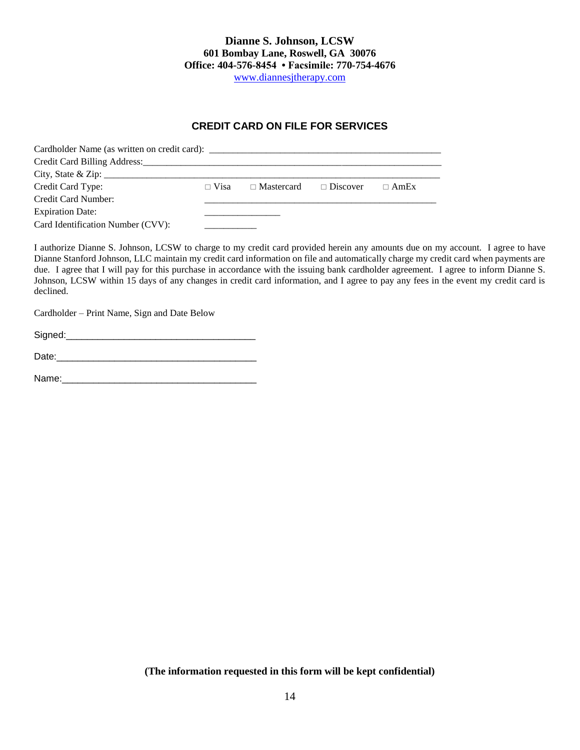**Dianne S. Johnson, LCSW**
**601 Bombay Lane, Roswell, GA 30076**
**Office: 404-576-8454 • Facsimile: 770-754-4676**
[www.diannesjtherapy.com](http://www.diannesjtherapy.com)

## CREDIT CARD ON FILE FOR SERVICES

Cardholder Name (as written on credit card): ________________________________________________

Credit Card Billing Address:_____________________________________________________________

City, State & Zip: _____________________________________________________________________

Credit Card Type: □ Visa □ Mastercard □ Discover □ AmEx

Credit Card Number: ________________________________________________

Expiration Date: ________________

Card Identification Number (CVV): ___________

I authorize Dianne S. Johnson, LCSW to charge to my credit card provided herein any amounts due on my account. I agree to have Dianne Stanford Johnson, LLC maintain my credit card information on file and automatically charge my credit card when payments are due. I agree that I will pay for this purchase in accordance with the issuing bank cardholder agreement. I agree to inform Dianne S. Johnson, LCSW within 15 days of any changes in credit card information, and I agree to pay any fees in the event my credit card is declined.

Cardholder – Print Name, Sign and Date Below

Signed:____________________________________

Date:______________________________________

Name:_____________________________________

**(The information requested in this form will be kept confidential)**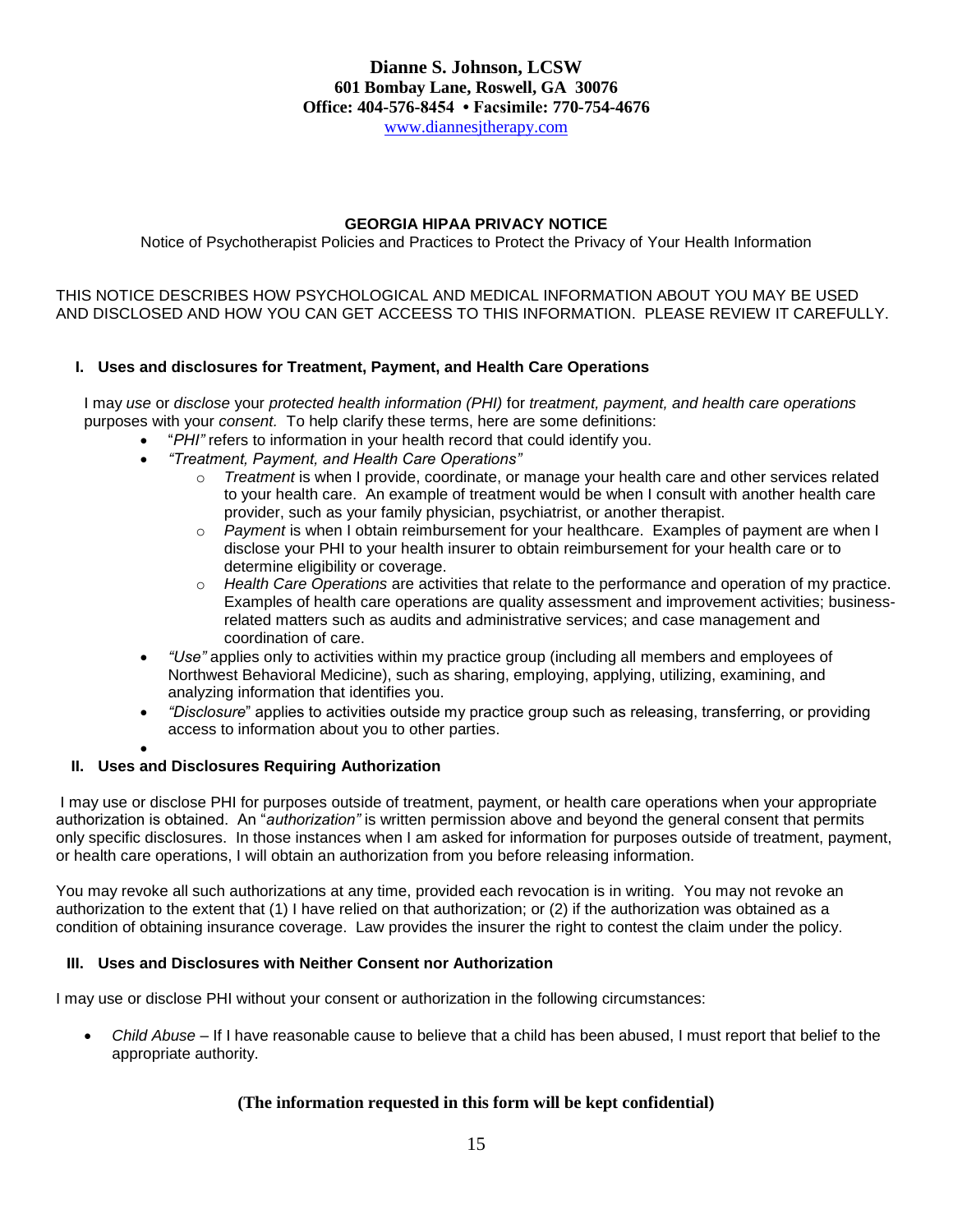**Dianne S. Johnson, LCSW**
**601 Bombay Lane, Roswell, GA 30076**
**Office: 404-576-8454 • Facsimile: 770-754-4676**
www.diannesjtherapy.com

## GEORGIA HIPAA PRIVACY NOTICE

Notice of Psychotherapist Policies and Practices to Protect the Privacy of Your Health Information

THIS NOTICE DESCRIBES HOW PSYCHOLOGICAL AND MEDICAL INFORMATION ABOUT YOU MAY BE USED AND DISCLOSED AND HOW YOU CAN GET ACCEESS TO THIS INFORMATION. PLEASE REVIEW IT CAREFULLY.

### I. Uses and disclosures for Treatment, Payment, and Health Care Operations

I may *use* or *disclose* your *protected health information (PHI)* for *treatment, payment, and health care operations* purposes with your *consent.* To help clarify these terms, here are some definitions:

- "*PHI"* refers to information in your health record that could identify you.
- *"Treatment, Payment, and Health Care Operations"*
  - *Treatment* is when I provide, coordinate, or manage your health care and other services related to your health care. An example of treatment would be when I consult with another health care provider, such as your family physician, psychiatrist, or another therapist.
  - *Payment* is when I obtain reimbursement for your healthcare. Examples of payment are when I disclose your PHI to your health insurer to obtain reimbursement for your health care or to determine eligibility or coverage.
  - *Health Care Operations* are activities that relate to the performance and operation of my practice. Examples of health care operations are quality assessment and improvement activities; business-related matters such as audits and administrative services; and case management and coordination of care.
- *"Use"* applies only to activities within my practice group (including all members and employees of Northwest Behavioral Medicine), such as sharing, employing, applying, utilizing, examining, and analyzing information that identifies you.
- *"Disclosure*" applies to activities outside my practice group such as releasing, transferring, or providing access to information about you to other parties.

### II. Uses and Disclosures Requiring Authorization

I may use or disclose PHI for purposes outside of treatment, payment, or health care operations when your appropriate authorization is obtained. An "*authorization"* is written permission above and beyond the general consent that permits only specific disclosures. In those instances when I am asked for information for purposes outside of treatment, payment, or health care operations, I will obtain an authorization from you before releasing information.

You may revoke all such authorizations at any time, provided each revocation is in writing. You may not revoke an authorization to the extent that (1) I have relied on that authorization; or (2) if the authorization was obtained as a condition of obtaining insurance coverage. Law provides the insurer the right to contest the claim under the policy.

### III. Uses and Disclosures with Neither Consent nor Authorization

I may use or disclose PHI without your consent or authorization in the following circumstances:

- *Child Abuse* – If I have reasonable cause to believe that a child has been abused, I must report that belief to the appropriate authority.

**(The information requested in this form will be kept confidential)**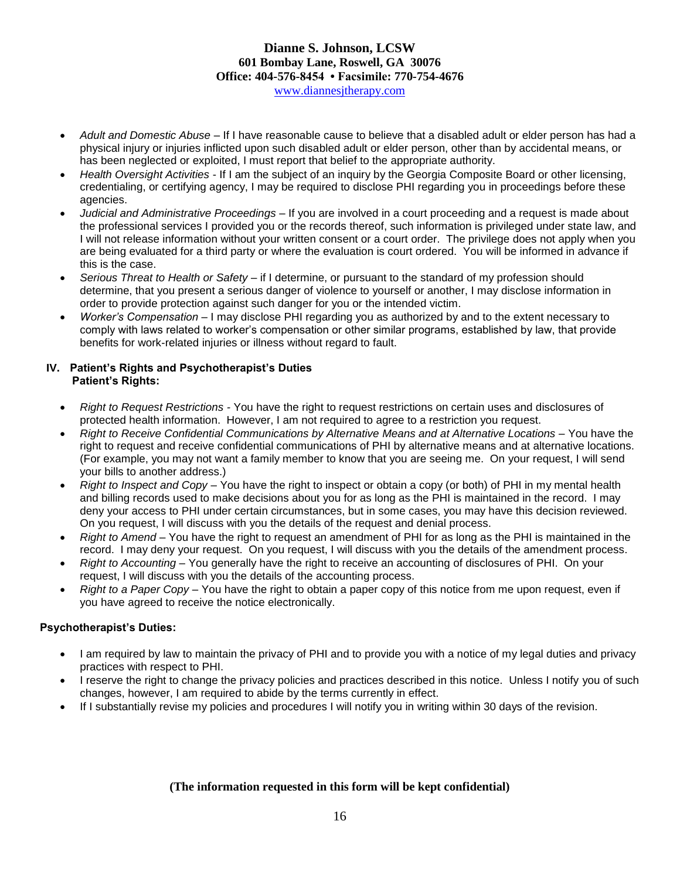- *Adult and Domestic Abuse* – If I have reasonable cause to believe that a disabled adult or elder person has had a physical injury or injuries inflicted upon such disabled adult or elder person, other than by accidental means, or has been neglected or exploited, I must report that belief to the appropriate authority.
- *Health Oversight Activities* - If I am the subject of an inquiry by the Georgia Composite Board or other licensing, credentialing, or certifying agency, I may be required to disclose PHI regarding you in proceedings before these agencies.
- *Judicial and Administrative Proceedings* – If you are involved in a court proceeding and a request is made about the professional services I provided you or the records thereof, such information is privileged under state law, and I will not release information without your written consent or a court order. The privilege does not apply when you are being evaluated for a third party or where the evaluation is court ordered. You will be informed in advance if this is the case.
- *Serious Threat to Health or Safety* – if I determine, or pursuant to the standard of my profession should determine, that you present a serious danger of violence to yourself or another, I may disclose information in order to provide protection against such danger for you or the intended victim.
- *Worker's Compensation* – I may disclose PHI regarding you as authorized by and to the extent necessary to comply with laws related to worker's compensation or other similar programs, established by law, that provide benefits for work-related injuries or illness without regard to fault.

## IV. Patient's Rights and Psychotherapist's Duties

**Patient's Rights:**

- *Right to Request Restrictions* - You have the right to request restrictions on certain uses and disclosures of protected health information. However, I am not required to agree to a restriction you request.
- *Right to Receive Confidential Communications by Alternative Means and at Alternative Locations* – You have the right to request and receive confidential communications of PHI by alternative means and at alternative locations. (For example, you may not want a family member to know that you are seeing me. On your request, I will send your bills to another address.)
- *Right to Inspect and Copy* – You have the right to inspect or obtain a copy (or both) of PHI in my mental health and billing records used to make decisions about you for as long as the PHI is maintained in the record. I may deny your access to PHI under certain circumstances, but in some cases, you may have this decision reviewed. On you request, I will discuss with you the details of the request and denial process.
- *Right to Amend* – You have the right to request an amendment of PHI for as long as the PHI is maintained in the record. I may deny your request. On you request, I will discuss with you the details of the amendment process.
- *Right to Accounting* – You generally have the right to receive an accounting of disclosures of PHI. On your request, I will discuss with you the details of the accounting process.
- *Right to a Paper Copy* – You have the right to obtain a paper copy of this notice from me upon request, even if you have agreed to receive the notice electronically.

**Psychotherapist's Duties:**

- I am required by law to maintain the privacy of PHI and to provide you with a notice of my legal duties and privacy practices with respect to PHI.
- I reserve the right to change the privacy policies and practices described in this notice. Unless I notify you of such changes, however, I am required to abide by the terms currently in effect.
- If I substantially revise my policies and procedures I will notify you in writing within 30 days of the revision.

**(The information requested in this form will be kept confidential)**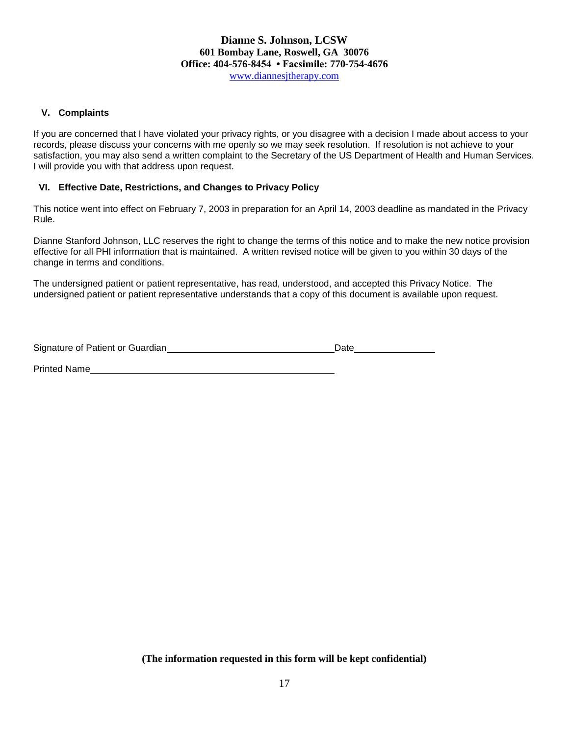## V. Complaints

If you are concerned that I have violated your privacy rights, or you disagree with a decision I made about access to your records, please discuss your concerns with me openly so we may seek resolution. If resolution is not achieve to your satisfaction, you may also send a written complaint to the Secretary of the US Department of Health and Human Services. I will provide you with that address upon request.

## VI. Effective Date, Restrictions, and Changes to Privacy Policy

This notice went into effect on February 7, 2003 in preparation for an April 14, 2003 deadline as mandated in the Privacy Rule.

Dianne Stanford Johnson, LLC reserves the right to change the terms of this notice and to make the new notice provision effective for all PHI information that is maintained. A written revised notice will be given to you within 30 days of the change in terms and conditions.

The undersigned patient or patient representative, has read, understood, and accepted this Privacy Notice. The undersigned patient or patient representative understands that a copy of this document is available upon request.

Signature of Patient or Guardian________________________________ Date_______________

Printed Name______________________________________________

**(The information requested in this form will be kept confidential)**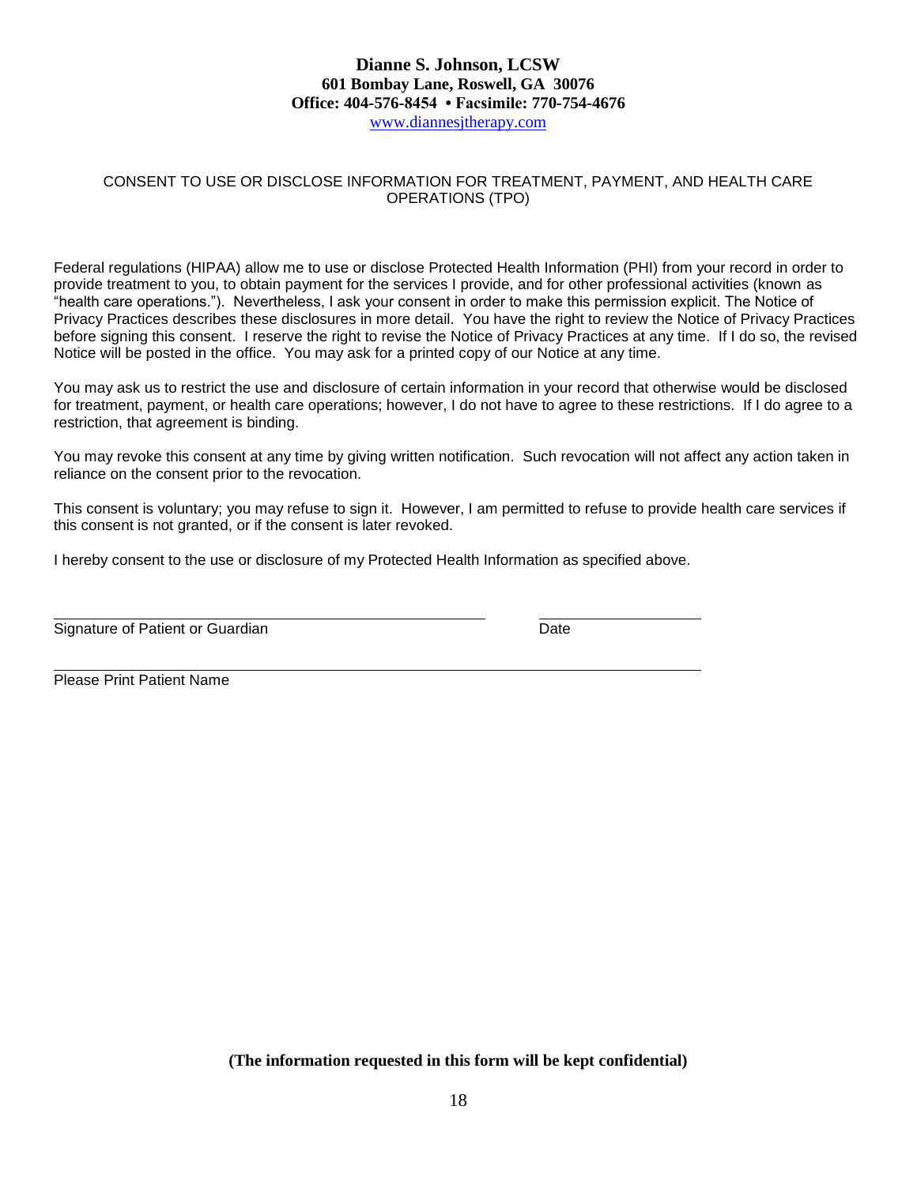**Dianne S. Johnson, LCSW**
**601 Bombay Lane, Roswell, GA 30076**
**Office: 404-576-8454 • Facsimile: 770-754-4676**
www.diannesjtherapy.com

CONSENT TO USE OR DISCLOSE INFORMATION FOR TREATMENT, PAYMENT, AND HEALTH CARE OPERATIONS (TPO)

Federal regulations (HIPAA) allow me to use or disclose Protected Health Information (PHI) from your record in order to provide treatment to you, to obtain payment for the services I provide, and for other professional activities (known as "health care operations."). Nevertheless, I ask your consent in order to make this permission explicit. The Notice of Privacy Practices describes these disclosures in more detail. You have the right to review the Notice of Privacy Practices before signing this consent. I reserve the right to revise the Notice of Privacy Practices at any time. If I do so, the revised Notice will be posted in the office. You may ask for a printed copy of our Notice at any time.

You may ask us to restrict the use and disclosure of certain information in your record that otherwise would be disclosed for treatment, payment, or health care operations; however, I do not have to agree to these restrictions. If I do agree to a restriction, that agreement is binding.

You may revoke this consent at any time by giving written notification. Such revocation will not affect any action taken in reliance on the consent prior to the revocation.

This consent is voluntary; you may refuse to sign it. However, I am permitted to refuse to provide health care services if this consent is not granted, or if the consent is later revoked.

I hereby consent to the use or disclosure of my Protected Health Information as specified above.

_______________________________________________ \_\_\_\_\_\_\_\_\_\_\_\_\_\_\_\_\_\_
Signature of Patient or Guardian Date

_______________________________________________________________________
Please Print Patient Name

**(The information requested in this form will be kept confidential)**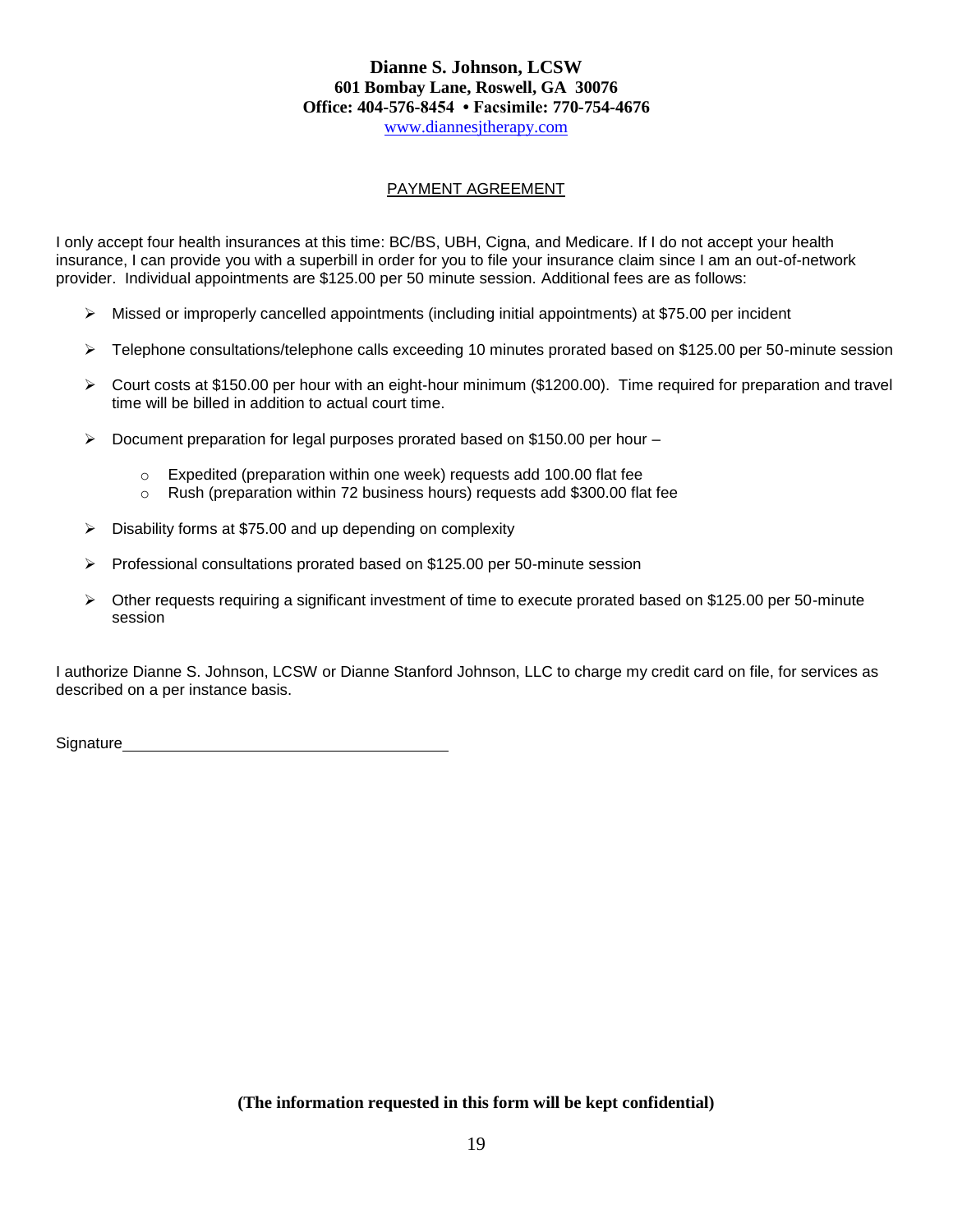**Dianne S. Johnson, LCSW**
**601 Bombay Lane, Roswell, GA 30076**
**Office: 404-576-8454 • Facsimile: 770-754-4676**
www.diannesjtherapy.com

## PAYMENT AGREEMENT

I only accept four health insurances at this time: BC/BS, UBH, Cigna, and Medicare. If I do not accept your health insurance, I can provide you with a superbill in order for you to file your insurance claim since I am an out-of-network provider. Individual appointments are $125.00 per 50 minute session. Additional fees are as follows:

- Missed or improperly cancelled appointments (including initial appointments) at $75.00 per incident
- Telephone consultations/telephone calls exceeding 10 minutes prorated based on $125.00 per 50-minute session
- Court costs at $150.00 per hour with an eight-hour minimum ($1200.00). Time required for preparation and travel time will be billed in addition to actual court time.
- Document preparation for legal purposes prorated based on $150.00 per hour –
  - Expedited (preparation within one week) requests add 100.00 flat fee
  - Rush (preparation within 72 business hours) requests add $300.00 flat fee
- Disability forms at $75.00 and up depending on complexity
- Professional consultations prorated based on $125.00 per 50-minute session
- Other requests requiring a significant investment of time to execute prorated based on $125.00 per 50-minute session

I authorize Dianne S. Johnson, LCSW or Dianne Stanford Johnson, LLC to charge my credit card on file, for services as described on a per instance basis.

Signature_____________________________________

**(The information requested in this form will be kept confidential)**